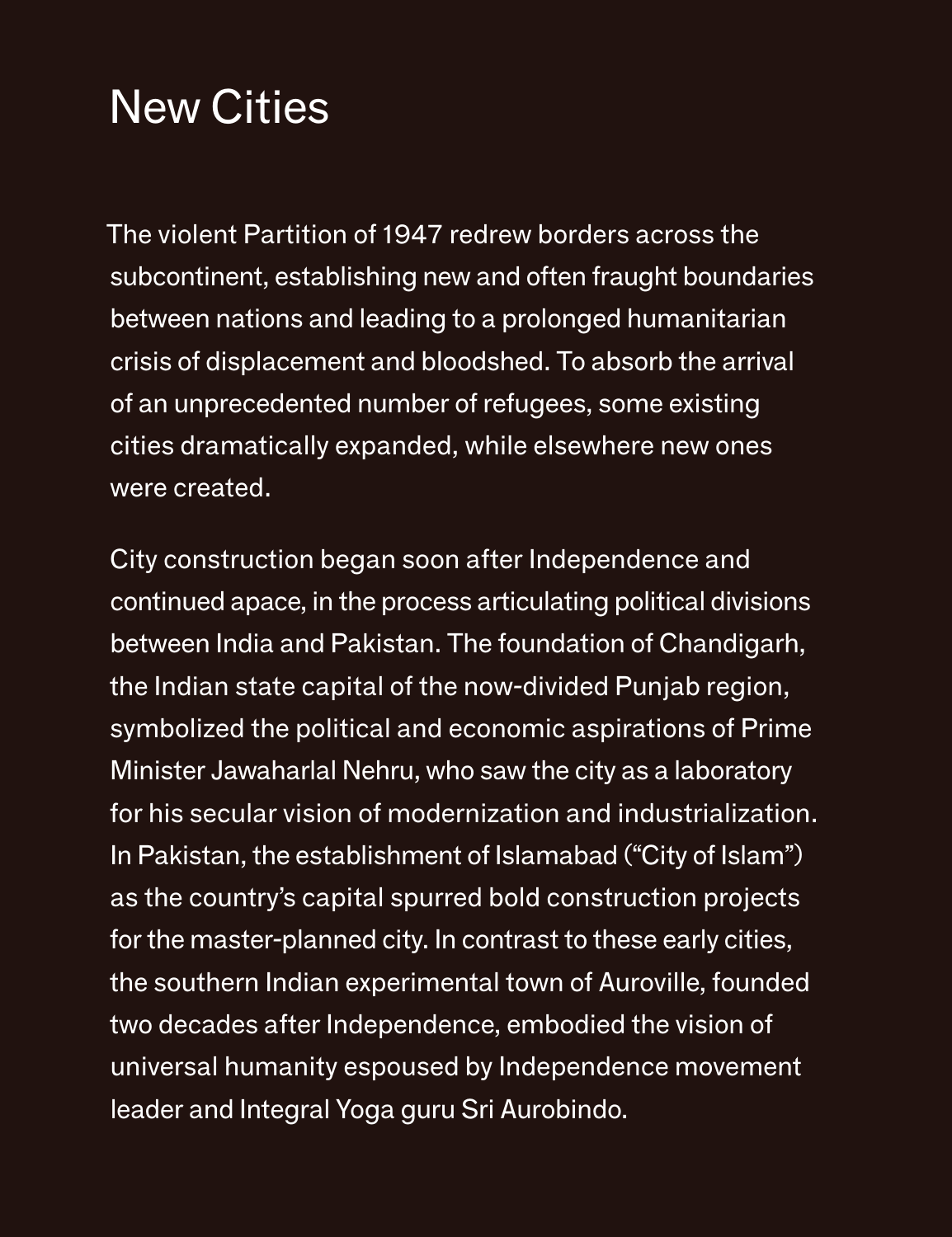# New Cities

The violent Partition of 1947 redrew borders across the subcontinent, establishing new and often fraught boundaries between nations and leading to a prolonged humanitarian crisis of displacement and bloodshed. To absorb the arrival of an unprecedented number of refugees, some existing cities dramatically expanded, while elsewhere new ones were created.

City construction began soon after Independence and continued apace, in the process articulating political divisions between India and Pakistan. The foundation of Chandigarh, the Indian state capital of the now-divided Punjab region, symbolized the political and economic aspirations of Prime Minister Jawaharlal Nehru, who saw the city as a laboratory for his secular vision of modernization and industrialization. In Pakistan, the establishment of Islamabad ("City of Islam") as the country's capital spurred bold construction projects for the master-planned city. In contrast to these early cities, the southern Indian experimental town of Auroville, founded two decades after Independence, embodied the vision of universal humanity espoused by Independence movement leader and Integral Yoga guru Sri Aurobindo.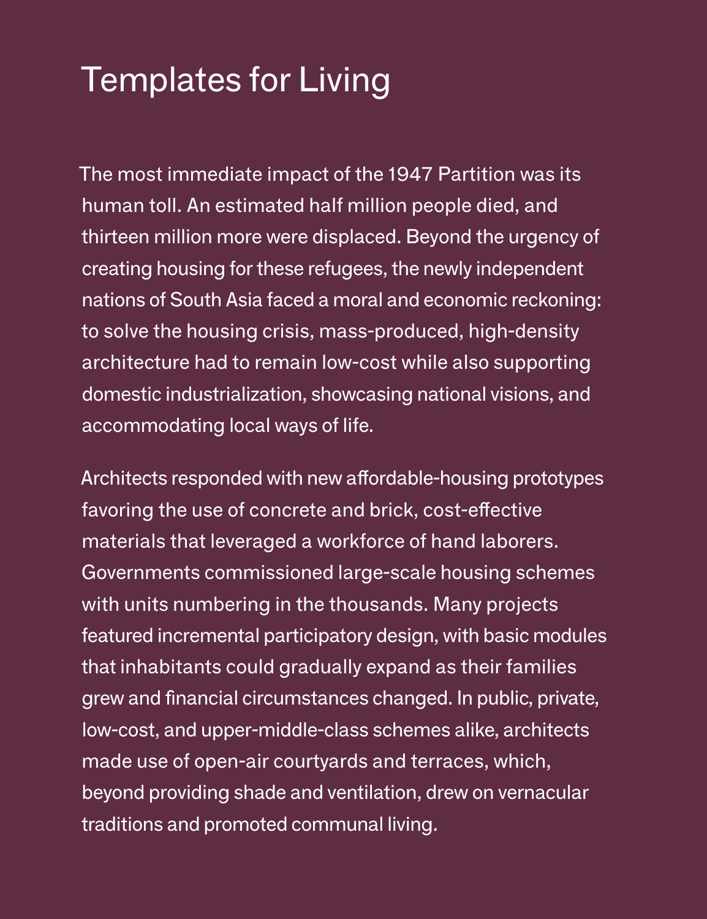# Templates for Living

The most immediate impact of the 1947 Partition was its human toll. An estimated half million people died, and thirteen million more were displaced. Beyond the urgency of creating housing for these refugees, the newly independent nations of South Asia faced a moral and economic reckoning: to solve the housing crisis, mass-produced, high-density architecture had to remain low-cost while also supporting domestic industrialization, showcasing national visions, and accommodating local ways of life.

Architects responded with new affordable-housing prototypes favoring the use of concrete and brick, cost-effective materials that leveraged a workforce of hand laborers. Governments commissioned large-scale housing schemes with units numbering in the thousands. Many projects featured incremental participatory design, with basic modules that inhabitants could gradually expand as their families grew and financial circumstances changed. In public, private, low-cost, and upper-middle-class schemes alike, architects made use of open-air courtyards and terraces, which, beyond providing shade and ventilation, drew on vernacular traditions and promoted communal living.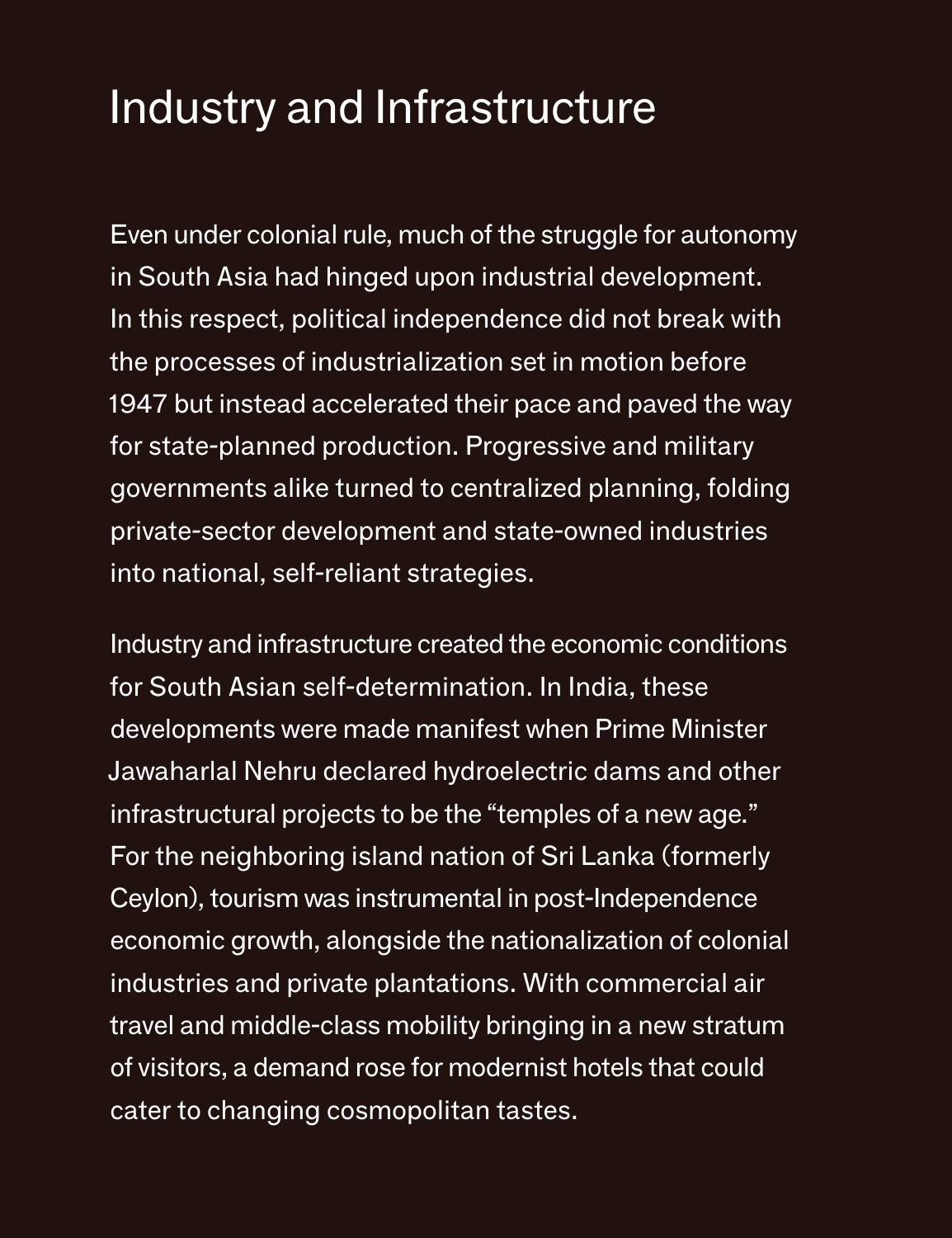# Industry and Infrastructure

Even under colonial rule, much of the struggle for autonomy in South Asia had hinged upon industrial development. In this respect, political independence did not break with the processes of industrialization set in motion before 1947 but instead accelerated their pace and paved the way for state-planned production. Progressive and military governments alike turned to centralized planning, folding private-sector development and state-owned industries into national, self-reliant strategies.

Industry and infrastructure created the economic conditions for South Asian self-determination. In India, these developments were made manifest when Prime Minister Jawaharlal Nehru declared hydroelectric dams and other infrastructural projects to be the “temples of a new age.” For the neighboring island nation of Sri Lanka (formerly Ceylon), tourism was instrumental in post-Independence economic growth, alongside the nationalization of colonial industries and private plantations. With commercial air travel and middle-class mobility bringing in a new stratum of visitors, a demand rose for modernist hotels that could cater to changing cosmopolitan tastes.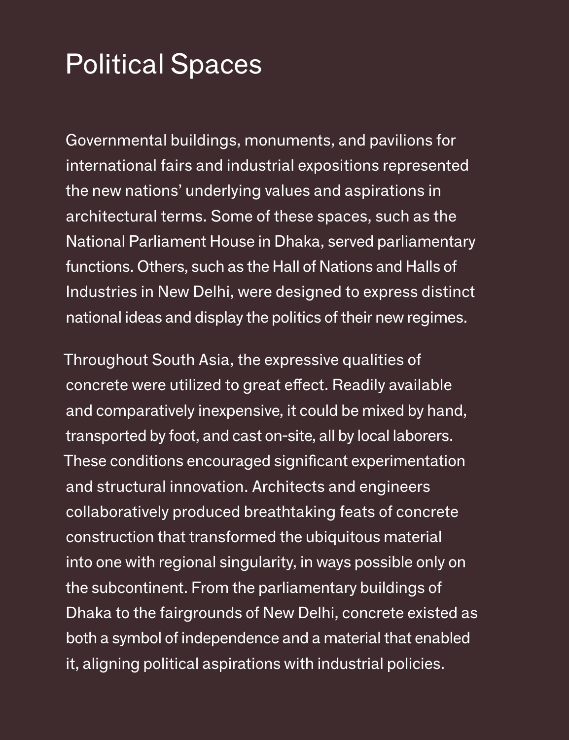# Political Spaces

Governmental buildings, monuments, and pavilions for international fairs and industrial expositions represented the new nations' underlying values and aspirations in architectural terms. Some of these spaces, such as the National Parliament House in Dhaka, served parliamentary functions. Others, such as the Hall of Nations and Halls of Industries in New Delhi, were designed to express distinct national ideas and display the politics of their new regimes.

Throughout South Asia, the expressive qualities of concrete were utilized to great effect. Readily available and comparatively inexpensive, it could be mixed by hand, transported by foot, and cast on-site, all by local laborers. These conditions encouraged significant experimentation and structural innovation. Architects and engineers collaboratively produced breathtaking feats of concrete construction that transformed the ubiquitous material into one with regional singularity, in ways possible only on the subcontinent. From the parliamentary buildings of Dhaka to the fairgrounds of New Delhi, concrete existed as both a symbol of independence and a material that enabled it, aligning political aspirations with industrial policies.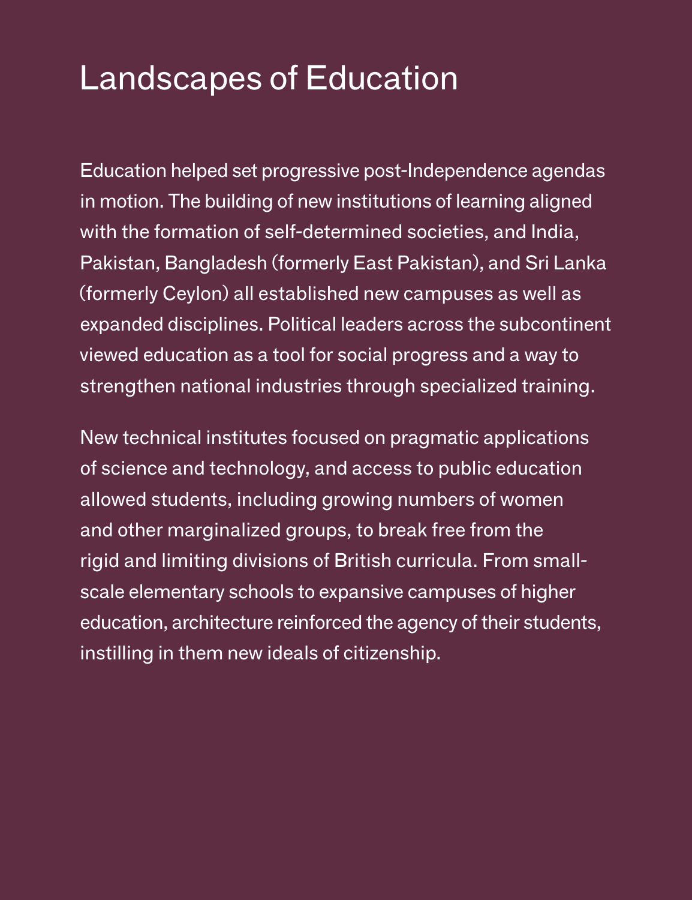# Landscapes of Education

Education helped set progressive post-Independence agendas in motion. The building of new institutions of learning aligned with the formation of self-determined societies, and India, Pakistan, Bangladesh (formerly East Pakistan), and Sri Lanka (formerly Ceylon) all established new campuses as well as expanded disciplines. Political leaders across the subcontinent viewed education as a tool for social progress and a way to strengthen national industries through specialized training.

New technical institutes focused on pragmatic applications of science and technology, and access to public education allowed students, including growing numbers of women and other marginalized groups, to break free from the rigid and limiting divisions of British curricula. From small-scale elementary schools to expansive campuses of higher education, architecture reinforced the agency of their students, instilling in them new ideals of citizenship.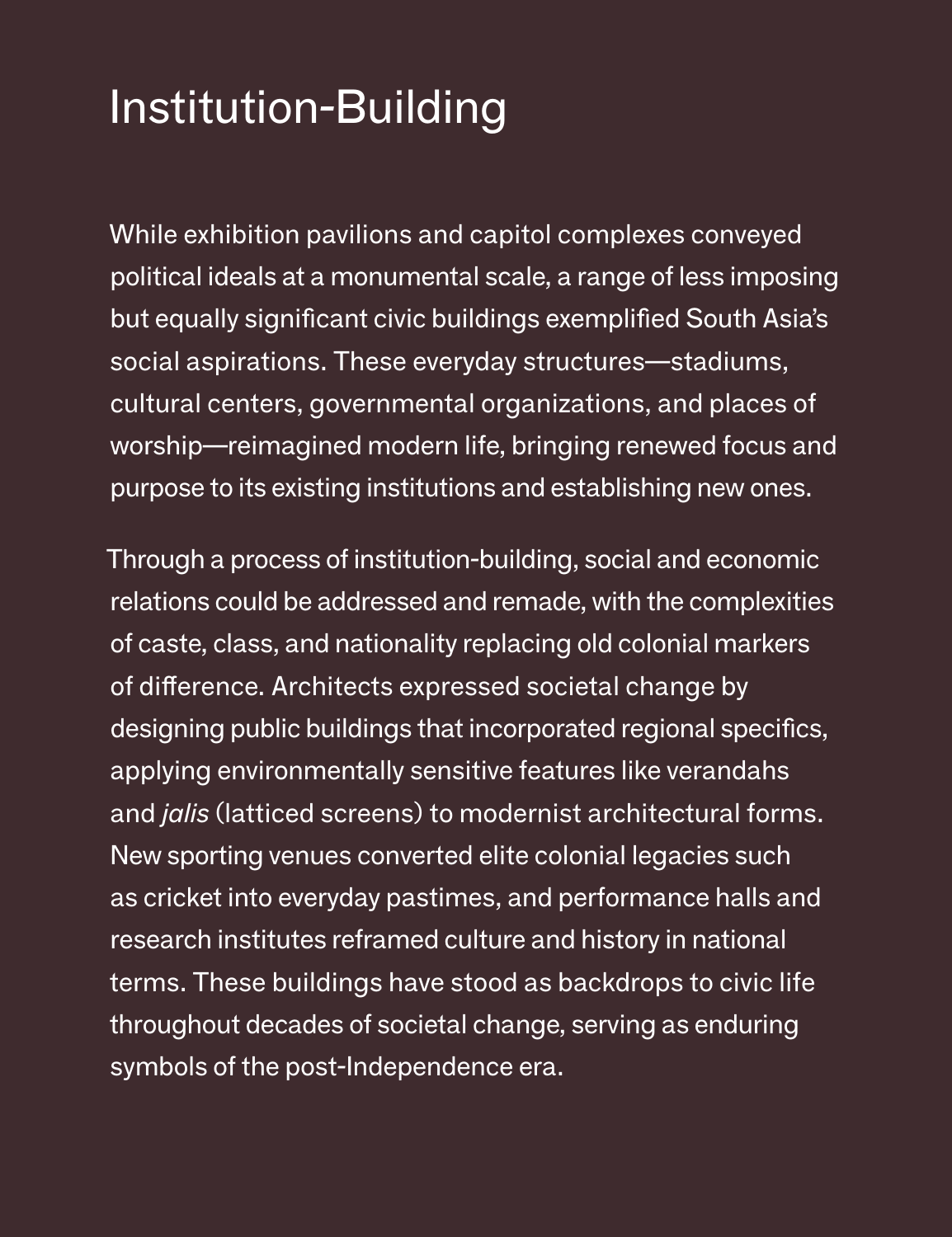# Institution-Building

While exhibition pavilions and capitol complexes conveyed political ideals at a monumental scale, a range of less imposing but equally significant civic buildings exemplified South Asia's social aspirations. These everyday structures—stadiums, cultural centers, governmental organizations, and places of worship—reimagined modern life, bringing renewed focus and purpose to its existing institutions and establishing new ones.

Through a process of institution-building, social and economic relations could be addressed and remade, with the complexities of caste, class, and nationality replacing old colonial markers of difference. Architects expressed societal change by designing public buildings that incorporated regional specifics, applying environmentally sensitive features like verandahs and *jalis* (latticed screens) to modernist architectural forms. New sporting venues converted elite colonial legacies such as cricket into everyday pastimes, and performance halls and research institutes reframed culture and history in national terms. These buildings have stood as backdrops to civic life throughout decades of societal change, serving as enduring symbols of the post-Independence era.